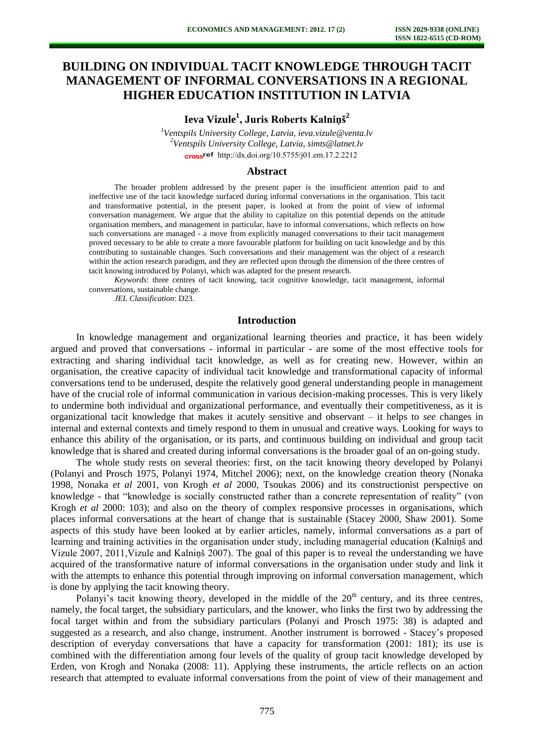# BUILDING ON INDIVIDUAL TACIT KNOWLEDGE THROUGH TACIT MANAGEMENT OF INFORMAL CONVERSATIONS IN A REGIONAL HIGHER EDUCATION INSTITUTION IN LATVIA

**Ieva Vizule[1], Juris Roberts Kalniņš[2]**

[1]*Ventspils University College, Latvia, ieva.vizule@venta.lv*
[2]*Ventspils University College, Latvia, simts@latnet.lv*
http://dx.doi.org/10.5755/j01.em.17.2.2212

## Abstract

The broader problem addressed by the present paper is the insufficient attention paid to and ineffective use of the tacit knowledge surfaced during informal conversations in the organisation. This tacit and transformative potential, in the present paper, is looked at from the point of view of informal conversation management. We argue that the ability to capitalize on this potential depends on the attitude organisation members, and management in particular, have to informal conversations, which reflects on how such conversations are managed - a move from explicitly managed conversations to their tacit management proved necessary to be able to create a more favourable platform for building on tacit knowledge and by this contributing to sustainable changes. Such conversations and their management was the object of a research within the action research paradigm, and they are reflected upon through the dimension of the three centres of tacit knowing introduced by Polanyi, which was adapted for the present research.

*Keywords*: three centres of tacit knowing, tacit cognitive knowledge, tacit management, informal conversations, sustainable change.

*JEL Classification*: D23.

## Introduction

In knowledge management and organizational learning theories and practice, it has been widely argued and proved that conversations - informal in particular - are some of the most effective tools for extracting and sharing individual tacit knowledge, as well as for creating new. However, within an organisation, the creative capacity of individual tacit knowledge and transformational capacity of informal conversations tend to be underused, despite the relatively good general understanding people in management have of the crucial role of informal communication in various decision-making processes. This is very likely to undermine both individual and organizational performance, and eventually their competitiveness, as it is organizational tacit knowledge that makes it acutely sensitive and observant – it helps to *see* changes in internal and external contexts and timely respond to them in unusual and creative ways. Looking for ways to enhance this ability of the organisation, or its parts, and continuous building on individual and group tacit knowledge that is shared and created during informal conversations is the broader goal of an on-going study.

The whole study rests on several theories: first, on the tacit knowing theory developed by Polanyi (Polanyi and Prosch 1975, Polanyi 1974, Mitchel 2006); next, on the knowledge creation theory (Nonaka 1998, Nonaka *et al* 2001, von Krogh *et al* 2000, Tsoukas 2006) and its constructionist perspective on knowledge - that "knowledge is socially constructed rather than a concrete representation of reality" (von Krogh *et al* 2000: 103); and also on the theory of complex responsive processes in organisations, which places informal conversations at the heart of change that is sustainable (Stacey 2000, Shaw 2001). Some aspects of this study have been looked at by earlier articles, namely, informal conversations as a part of learning and training activities in the organisation under study, including managerial education (Kalniņš and Vizule 2007, 2011,Vizule and Kalniņš 2007). The goal of this paper is to reveal the understanding we have acquired of the transformative nature of informal conversations in the organisation under study and link it with the attempts to enhance this potential through improving on informal conversation management, which is done by applying the tacit knowing theory.

Polanyi's tacit knowing theory, developed in the middle of the 20th century, and its three centres, namely, the focal target, the subsidiary particulars, and the knower, who links the first two by addressing the focal target within and from the subsidiary particulars (Polanyi and Prosch 1975: 38) is adapted and suggested as a research, and also change, instrument. Another instrument is borrowed - Stacey's proposed description of everyday conversations that have a capacity for transformation (2001: 181); its use is combined with the differentiation among four levels of the quality of group tacit knowledge developed by Erden, von Krogh and Nonaka (2008: 11). Applying these instruments, the article reflects on an action research that attempted to evaluate informal conversations from the point of view of their management and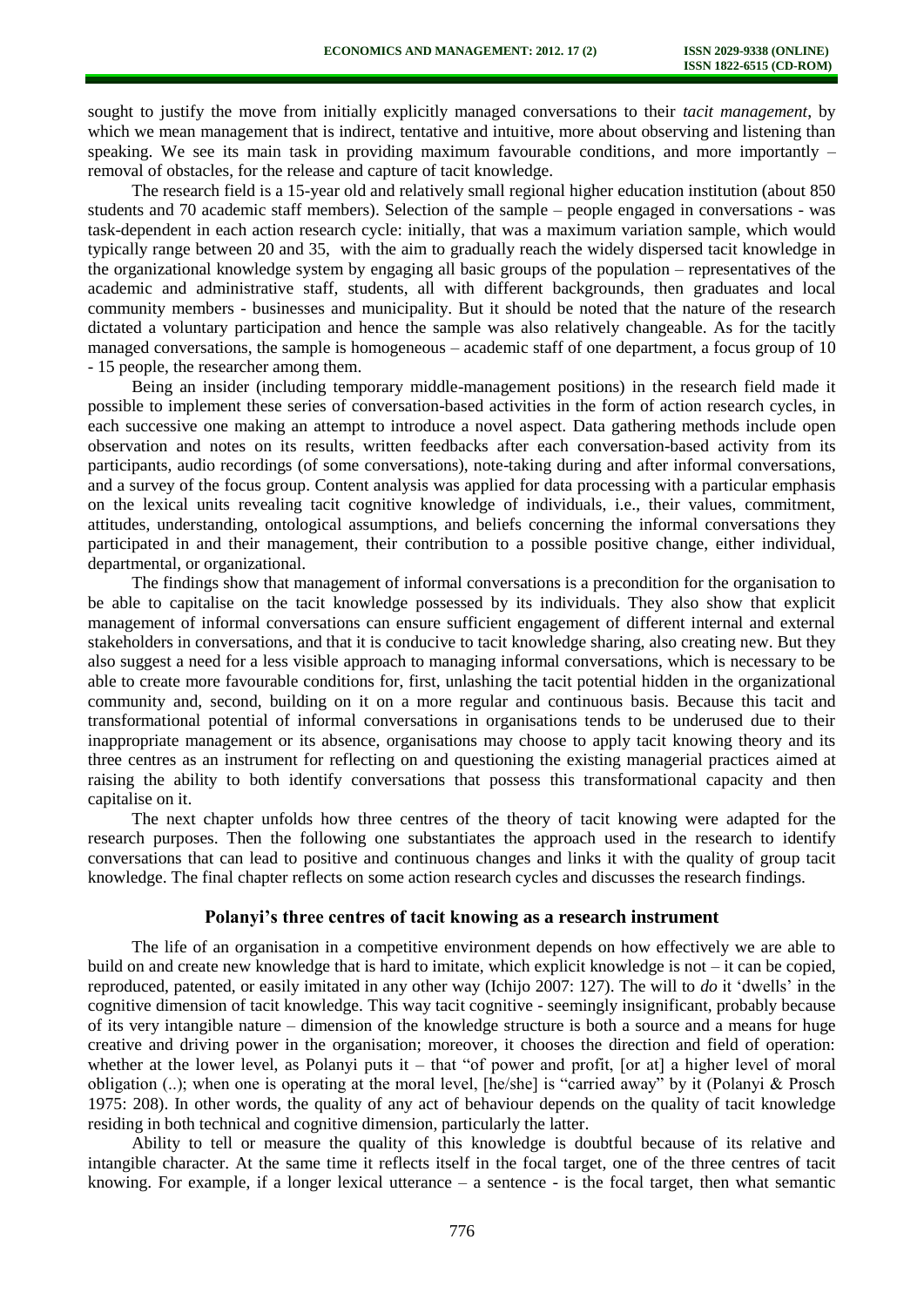sought to justify the move from initially explicitly managed conversations to their *tacit management*, by which we mean management that is indirect, tentative and intuitive, more about observing and listening than speaking. We see its main task in providing maximum favourable conditions, and more importantly – removal of obstacles, for the release and capture of tacit knowledge.

The research field is a 15-year old and relatively small regional higher education institution (about 850 students and 70 academic staff members). Selection of the sample – people engaged in conversations - was task-dependent in each action research cycle: initially, that was a maximum variation sample, which would typically range between 20 and 35, with the aim to gradually reach the widely dispersed tacit knowledge in the organizational knowledge system by engaging all basic groups of the population – representatives of the academic and administrative staff, students, all with different backgrounds, then graduates and local community members - businesses and municipality. But it should be noted that the nature of the research dictated a voluntary participation and hence the sample was also relatively changeable. As for the tacitly managed conversations, the sample is homogeneous – academic staff of one department, a focus group of 10 - 15 people, the researcher among them.

Being an insider (including temporary middle-management positions) in the research field made it possible to implement these series of conversation-based activities in the form of action research cycles, in each successive one making an attempt to introduce a novel aspect. Data gathering methods include open observation and notes on its results, written feedbacks after each conversation-based activity from its participants, audio recordings (of some conversations), note-taking during and after informal conversations, and a survey of the focus group. Content analysis was applied for data processing with a particular emphasis on the lexical units revealing tacit cognitive knowledge of individuals, i.e., their values, commitment, attitudes, understanding, ontological assumptions, and beliefs concerning the informal conversations they participated in and their management, their contribution to a possible positive change, either individual, departmental, or organizational.

The findings show that management of informal conversations is a precondition for the organisation to be able to capitalise on the tacit knowledge possessed by its individuals. They also show that explicit management of informal conversations can ensure sufficient engagement of different internal and external stakeholders in conversations, and that it is conducive to tacit knowledge sharing, also creating new. But they also suggest a need for a less visible approach to managing informal conversations, which is necessary to be able to create more favourable conditions for, first, unlashing the tacit potential hidden in the organizational community and, second, building on it on a more regular and continuous basis. Because this tacit and transformational potential of informal conversations in organisations tends to be underused due to their inappropriate management or its absence, organisations may choose to apply tacit knowing theory and its three centres as an instrument for reflecting on and questioning the existing managerial practices aimed at raising the ability to both identify conversations that possess this transformational capacity and then capitalise on it.

The next chapter unfolds how three centres of the theory of tacit knowing were adapted for the research purposes. Then the following one substantiates the approach used in the research to identify conversations that can lead to positive and continuous changes and links it with the quality of group tacit knowledge. The final chapter reflects on some action research cycles and discusses the research findings.

## Polanyi's three centres of tacit knowing as a research instrument

The life of an organisation in a competitive environment depends on how effectively we are able to build on and create new knowledge that is hard to imitate, which explicit knowledge is not – it can be copied, reproduced, patented, or easily imitated in any other way (Ichijo 2007: 127). The will to *do* it 'dwells' in the cognitive dimension of tacit knowledge. This way tacit cognitive - seemingly insignificant, probably because of its very intangible nature – dimension of the knowledge structure is both a source and a means for huge creative and driving power in the organisation; moreover, it chooses the direction and field of operation: whether at the lower level, as Polanyi puts it – that "of power and profit, [or at] a higher level of moral obligation (..); when one is operating at the moral level, [he/she] is "carried away" by it (Polanyi & Prosch 1975: 208). In other words, the quality of any act of behaviour depends on the quality of tacit knowledge residing in both technical and cognitive dimension, particularly the latter.

Ability to tell or measure the quality of this knowledge is doubtful because of its relative and intangible character. At the same time it reflects itself in the focal target, one of the three centres of tacit knowing. For example, if a longer lexical utterance – a sentence - is the focal target, then what semantic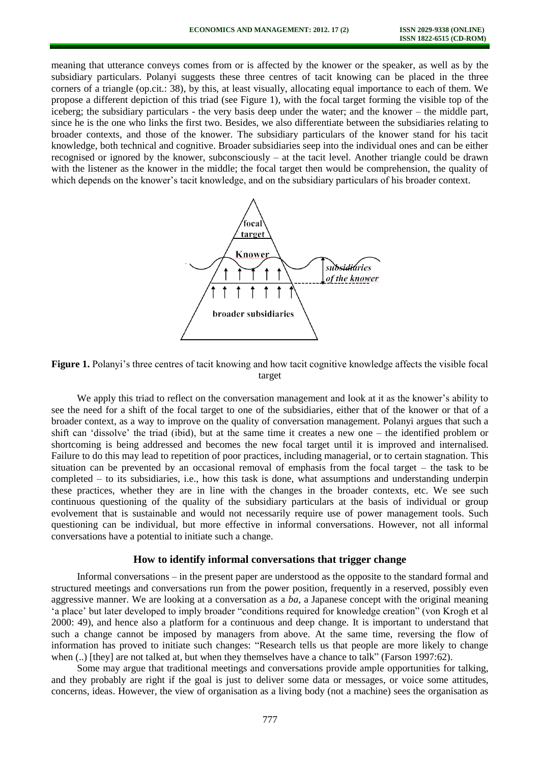meaning that utterance conveys comes from or is affected by the knower or the speaker, as well as by the subsidiary particulars. Polanyi suggests these three centres of tacit knowing can be placed in the three corners of a triangle (op.cit.: 38), by this, at least visually, allocating equal importance to each of them. We propose a different depiction of this triad (see Figure 1), with the focal target forming the visible top of the iceberg; the subsidiary particulars - the very basis deep under the water; and the knower – the middle part, since he is the one who links the first two. Besides, we also differentiate between the subsidiaries relating to broader contexts, and those of the knower. The subsidiary particulars of the knower stand for his tacit knowledge, both technical and cognitive. Broader subsidiaries seep into the individual ones and can be either recognised or ignored by the knower, subconsciously – at the tacit level. Another triangle could be drawn with the listener as the knower in the middle; the focal target then would be comprehension, the quality of which depends on the knower's tacit knowledge, and on the subsidiary particulars of his broader context.

**Figure 1.** Polanyi's three centres of tacit knowing and how tacit cognitive knowledge affects the visible focal target

We apply this triad to reflect on the conversation management and look at it as the knower's ability to see the need for a shift of the focal target to one of the subsidiaries, either that of the knower or that of a broader context, as a way to improve on the quality of conversation management. Polanyi argues that such a shift can 'dissolve' the triad (ibid), but at the same time it creates a new one – the identified problem or shortcoming is being addressed and becomes the new focal target until it is improved and internalised. Failure to do this may lead to repetition of poor practices, including managerial, or to certain stagnation. This situation can be prevented by an occasional removal of emphasis from the focal target – the task to be completed – to its subsidiaries, i.e., how this task is done, what assumptions and understanding underpin these practices, whether they are in line with the changes in the broader contexts, etc. We see such continuous questioning of the quality of the subsidiary particulars at the basis of individual or group evolvement that is sustainable and would not necessarily require use of power management tools. Such questioning can be individual, but more effective in informal conversations. However, not all informal conversations have a potential to initiate such a change.

## How to identify informal conversations that trigger change

Informal conversations – in the present paper are understood as the opposite to the standard formal and structured meetings and conversations run from the power position, frequently in a reserved, possibly even aggressive manner. We are looking at a conversation as a *ba*, a Japanese concept with the original meaning 'a place' but later developed to imply broader "conditions required for knowledge creation" (von Krogh et al 2000: 49), and hence also a platform for a continuous and deep change. It is important to understand that such a change cannot be imposed by managers from above. At the same time, reversing the flow of information has proved to initiate such changes: "Research tells us that people are more likely to change when (..) [they] are not talked at, but when they themselves have a chance to talk" (Farson 1997:62).

Some may argue that traditional meetings and conversations provide ample opportunities for talking, and they probably are right if the goal is just to deliver some data or messages, or voice some attitudes, concerns, ideas. However, the view of organisation as a living body (not a machine) sees the organisation as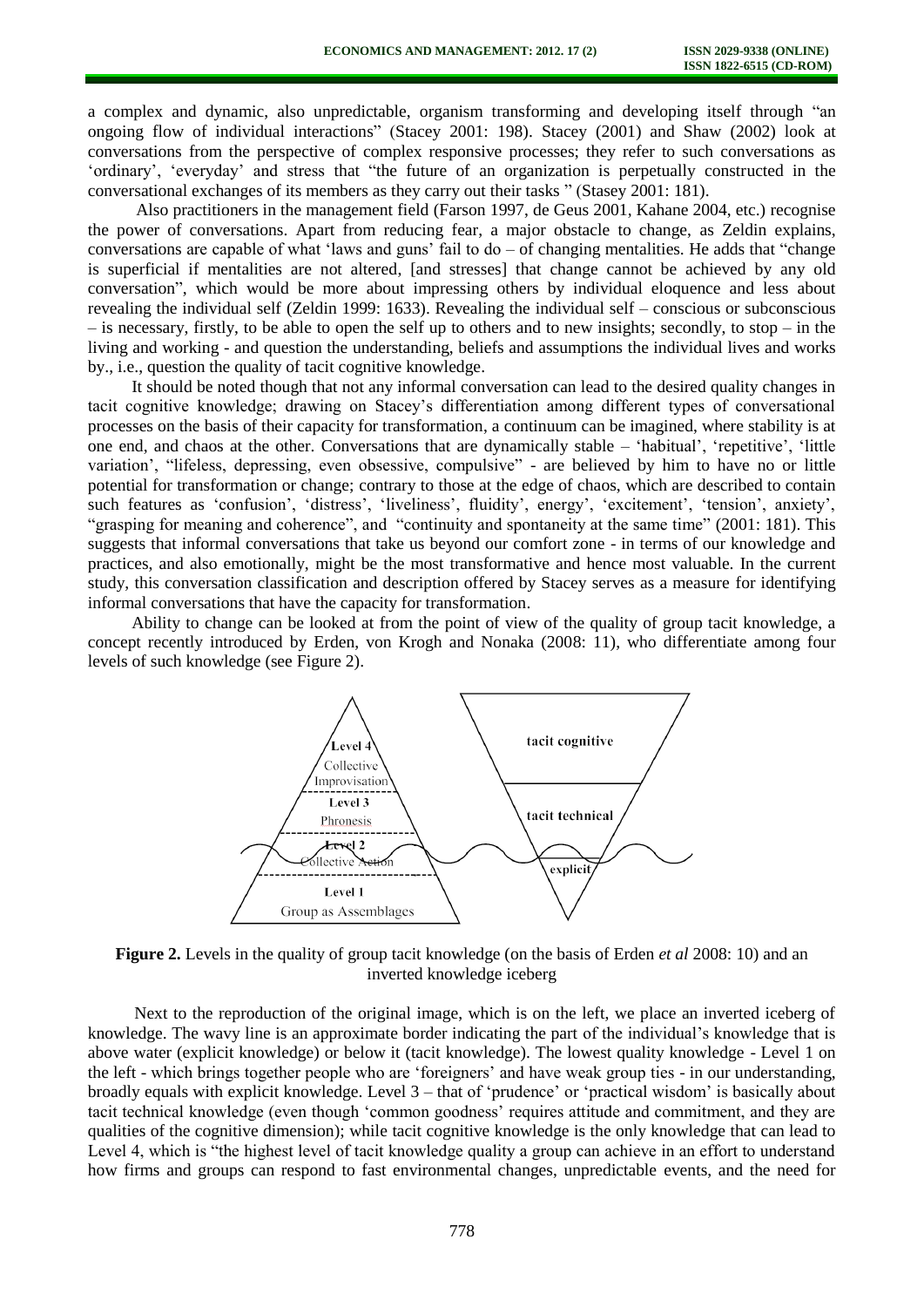a complex and dynamic, also unpredictable, organism transforming and developing itself through "an ongoing flow of individual interactions" (Stacey 2001: 198). Stacey (2001) and Shaw (2002) look at conversations from the perspective of complex responsive processes; they refer to such conversations as 'ordinary', 'everyday' and stress that "the future of an organization is perpetually constructed in the conversational exchanges of its members as they carry out their tasks " (Stasey 2001: 181).

Also practitioners in the management field (Farson 1997, de Geus 2001, Kahane 2004, etc.) recognise the power of conversations. Apart from reducing fear, a major obstacle to change, as Zeldin explains, conversations are capable of what 'laws and guns' fail to do – of changing mentalities. He adds that "change is superficial if mentalities are not altered, [and stresses] that change cannot be achieved by any old conversation", which would be more about impressing others by individual eloquence and less about revealing the individual self (Zeldin 1999: 1633). Revealing the individual self – conscious or subconscious – is necessary, firstly, to be able to open the self up to others and to new insights; secondly, to stop – in the living and working - and question the understanding, beliefs and assumptions the individual lives and works by., i.e., question the quality of tacit cognitive knowledge.

It should be noted though that not any informal conversation can lead to the desired quality changes in tacit cognitive knowledge; drawing on Stacey's differentiation among different types of conversational processes on the basis of their capacity for transformation, a continuum can be imagined, where stability is at one end, and chaos at the other. Conversations that are dynamically stable – 'habitual', 'repetitive', 'little variation', "lifeless, depressing, even obsessive, compulsive" - are believed by him to have no or little potential for transformation or change; contrary to those at the edge of chaos, which are described to contain such features as 'confusion', 'distress', 'liveliness', fluidity', energy', 'excitement', 'tension', anxiety', "grasping for meaning and coherence", and "continuity and spontaneity at the same time" (2001: 181). This suggests that informal conversations that take us beyond our comfort zone - in terms of our knowledge and practices, and also emotionally, might be the most transformative and hence most valuable. In the current study, this conversation classification and description offered by Stacey serves as a measure for identifying informal conversations that have the capacity for transformation.

Ability to change can be looked at from the point of view of the quality of group tacit knowledge, a concept recently introduced by Erden, von Krogh and Nonaka (2008: 11), who differentiate among four levels of such knowledge (see Figure 2).

**Figure 2.** Levels in the quality of group tacit knowledge (on the basis of Erden *et al* 2008: 10) and an inverted knowledge iceberg

Next to the reproduction of the original image, which is on the left, we place an inverted iceberg of knowledge. The wavy line is an approximate border indicating the part of the individual's knowledge that is above water (explicit knowledge) or below it (tacit knowledge). The lowest quality knowledge - Level 1 on the left - which brings together people who are 'foreigners' and have weak group ties - in our understanding, broadly equals with explicit knowledge. Level 3 – that of 'prudence' or 'practical wisdom' is basically about tacit technical knowledge (even though 'common goodness' requires attitude and commitment, and they are qualities of the cognitive dimension); while tacit cognitive knowledge is the only knowledge that can lead to Level 4, which is "the highest level of tacit knowledge quality a group can achieve in an effort to understand how firms and groups can respond to fast environmental changes, unpredictable events, and the need for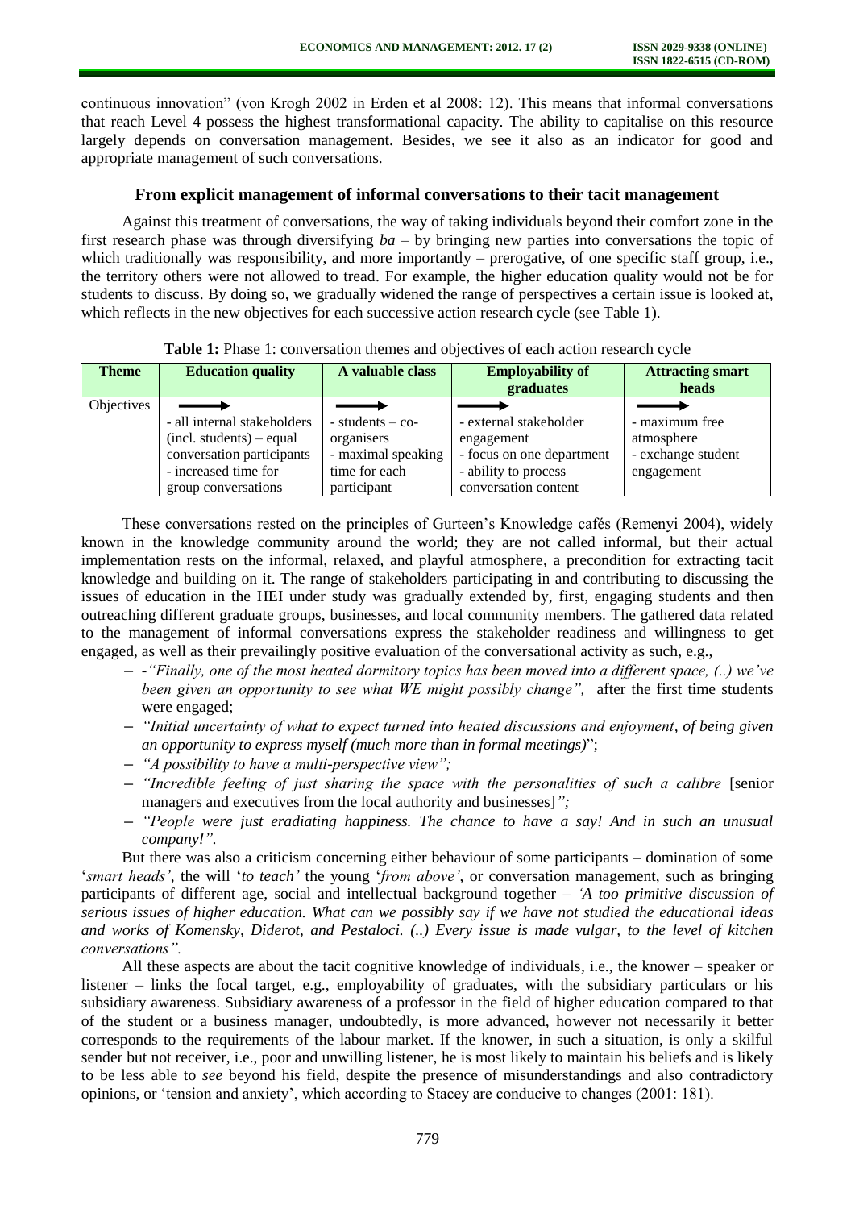continuous innovation" (von Krogh 2002 in Erden et al 2008: 12). This means that informal conversations that reach Level 4 possess the highest transformational capacity. The ability to capitalise on this resource largely depends on conversation management. Besides, we see it also as an indicator for good and appropriate management of such conversations.

## From explicit management of informal conversations to their tacit management

Against this treatment of conversations, the way of taking individuals beyond their comfort zone in the first research phase was through diversifying *ba* – by bringing new parties into conversations the topic of which traditionally was responsibility, and more importantly – prerogative, of one specific staff group, i.e., the territory others were not allowed to tread. For example, the higher education quality would not be for students to discuss. By doing so, we gradually widened the range of perspectives a certain issue is looked at, which reflects in the new objectives for each successive action research cycle (see Table 1).

**Table 1:** Phase 1: conversation themes and objectives of each action research cycle

| Theme | Education quality | A valuable class | Employability of graduates | Attracting smart heads |
|---|---|---|---|---|
| Objectives | ⟶<br>- all internal stakeholders (incl. students) – equal conversation participants<br>- increased time for group conversations | ⟶<br>- students – co-organisers<br>- maximal speaking time for each participant | ⟶<br>- external stakeholder engagement<br>- focus on one department<br>- ability to process conversation content | ⟶<br>- maximum free atmosphere<br>- exchange student engagement |

These conversations rested on the principles of Gurteen's Knowledge cafés (Remenyi 2004), widely known in the knowledge community around the world; they are not called informal, but their actual implementation rests on the informal, relaxed, and playful atmosphere, a precondition for extracting tacit knowledge and building on it. The range of stakeholders participating in and contributing to discussing the issues of education in the HEI under study was gradually extended by, first, engaging students and then outreaching different graduate groups, businesses, and local community members. The gathered data related to the management of informal conversations express the stakeholder readiness and willingness to get engaged, as well as their prevailingly positive evaluation of the conversational activity as such, e.g.,

- -*"Finally, one of the most heated dormitory topics has been moved into a different space, (..) we've been given an opportunity to see what WE might possibly change",* after the first time students were engaged;
- *"Initial uncertainty of what to expect turned into heated discussions and enjoyment, of being given an opportunity to express myself (much more than in formal meetings)*";
- *"A possibility to have a multi-perspective view";*
- *"Incredible feeling of just sharing the space with the personalities of such a calibre* [senior managers and executives from the local authority and businesses]*";*
- *"People were just eradiating happiness. The chance to have a say! And in such an unusual company!".*

But there was also a criticism concerning either behaviour of some participants – domination of some '*smart heads'*, the will '*to teach'* the young '*from above'*, or conversation management, such as bringing participants of different age, social and intellectual background together – *'A too primitive discussion of serious issues of higher education. What can we possibly say if we have not studied the educational ideas and works of Komensky, Diderot, and Pestaloci. (..) Every issue is made vulgar, to the level of kitchen conversations".*

All these aspects are about the tacit cognitive knowledge of individuals, i.e., the knower – speaker or listener – links the focal target, e.g., employability of graduates, with the subsidiary particulars or his subsidiary awareness. Subsidiary awareness of a professor in the field of higher education compared to that of the student or a business manager, undoubtedly, is more advanced, however not necessarily it better corresponds to the requirements of the labour market. If the knower, in such a situation, is only a skilful sender but not receiver, i.e., poor and unwilling listener, he is most likely to maintain his beliefs and is likely to be less able to *see* beyond his field, despite the presence of misunderstandings and also contradictory opinions, or 'tension and anxiety', which according to Stacey are conducive to changes (2001: 181).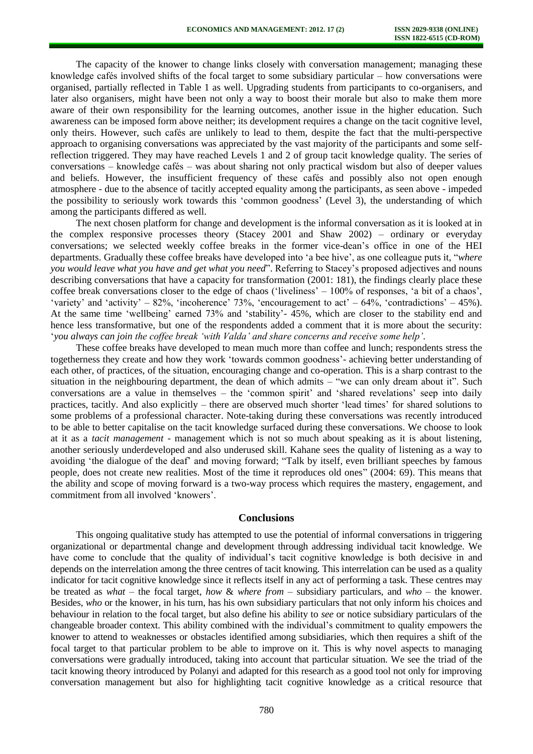The capacity of the knower to change links closely with conversation management; managing these knowledge cafés involved shifts of the focal target to some subsidiary particular – how conversations were organised, partially reflected in Table 1 as well. Upgrading students from participants to co-organisers, and later also organisers, might have been not only a way to boost their morale but also to make them more aware of their own responsibility for the learning outcomes, another issue in the higher education. Such awareness can be imposed form above neither; its development requires a change on the tacit cognitive level, only theirs. However, such cafés are unlikely to lead to them, despite the fact that the multi-perspective approach to organising conversations was appreciated by the vast majority of the participants and some self-reflection triggered. They may have reached Levels 1 and 2 of group tacit knowledge quality. The series of conversations – knowledge cafés – was about sharing not only practical wisdom but also of deeper values and beliefs. However, the insufficient frequency of these cafés and possibly also not open enough atmosphere - due to the absence of tacitly accepted equality among the participants, as seen above - impeded the possibility to seriously work towards this 'common goodness' (Level 3), the understanding of which among the participants differed as well.

The next chosen platform for change and development is the informal conversation as it is looked at in the complex responsive processes theory (Stacey 2001 and Shaw 2002) – ordinary or everyday conversations; we selected weekly coffee breaks in the former vice-dean's office in one of the HEI departments. Gradually these coffee breaks have developed into 'a bee hive', as one colleague puts it, "*where you would leave what you have and get what you need*". Referring to Stacey's proposed adjectives and nouns describing conversations that have a capacity for transformation (2001: 181), the findings clearly place these coffee break conversations closer to the edge of chaos ('liveliness' – 100% of responses, 'a bit of a chaos', 'variety' and 'activity' – 82%, 'incoherence' 73%, 'encouragement to act' – 64%, 'contradictions' – 45%). At the same time 'wellbeing' earned 73% and 'stability'- 45%, which are closer to the stability end and hence less transformative, but one of the respondents added a comment that it is more about the security: '*you always can join the coffee break 'with Valda' and share concerns and receive some help'*.

These coffee breaks have developed to mean much more than coffee and lunch; respondents stress the togetherness they create and how they work 'towards common goodness'- achieving better understanding of each other, of practices, of the situation, encouraging change and co-operation. This is a sharp contrast to the situation in the neighbouring department, the dean of which admits – "we can only dream about it". Such conversations are a value in themselves – the 'common spirit' and 'shared revelations' seep into daily practices, tacitly. And also explicitly – there are observed much shorter 'lead times' for shared solutions to some problems of a professional character. Note-taking during these conversations was recently introduced to be able to better capitalise on the tacit knowledge surfaced during these conversations. We choose to look at it as a *tacit management* - management which is not so much about speaking as it is about listening, another seriously underdeveloped and also underused skill. Kahane sees the quality of listening as a way to avoiding 'the dialogue of the deaf' and moving forward; "Talk by itself, even brilliant speeches by famous people, does not create new realities. Most of the time it reproduces old ones" (2004: 69). This means that the ability and scope of moving forward is a two-way process which requires the mastery, engagement, and commitment from all involved 'knowers'.

## Conclusions

This ongoing qualitative study has attempted to use the potential of informal conversations in triggering organizational or departmental change and development through addressing individual tacit knowledge. We have come to conclude that the quality of individual's tacit cognitive knowledge is both decisive in and depends on the interrelation among the three centres of tacit knowing. This interrelation can be used as a quality indicator for tacit cognitive knowledge since it reflects itself in any act of performing a task. These centres may be treated as *what* – the focal target, *how* & *where from* – subsidiary particulars, and *who* – the knower. Besides, *who* or the knower, in his turn, has his own subsidiary particulars that not only inform his choices and behaviour in relation to the focal target, but also define his ability to *see* or notice subsidiary particulars of the changeable broader context. This ability combined with the individual's commitment to quality empowers the knower to attend to weaknesses or obstacles identified among subsidiaries, which then requires a shift of the focal target to that particular problem to be able to improve on it. This is why novel aspects to managing conversations were gradually introduced, taking into account that particular situation. We see the triad of the tacit knowing theory introduced by Polanyi and adapted for this research as a good tool not only for improving conversation management but also for highlighting tacit cognitive knowledge as a critical resource that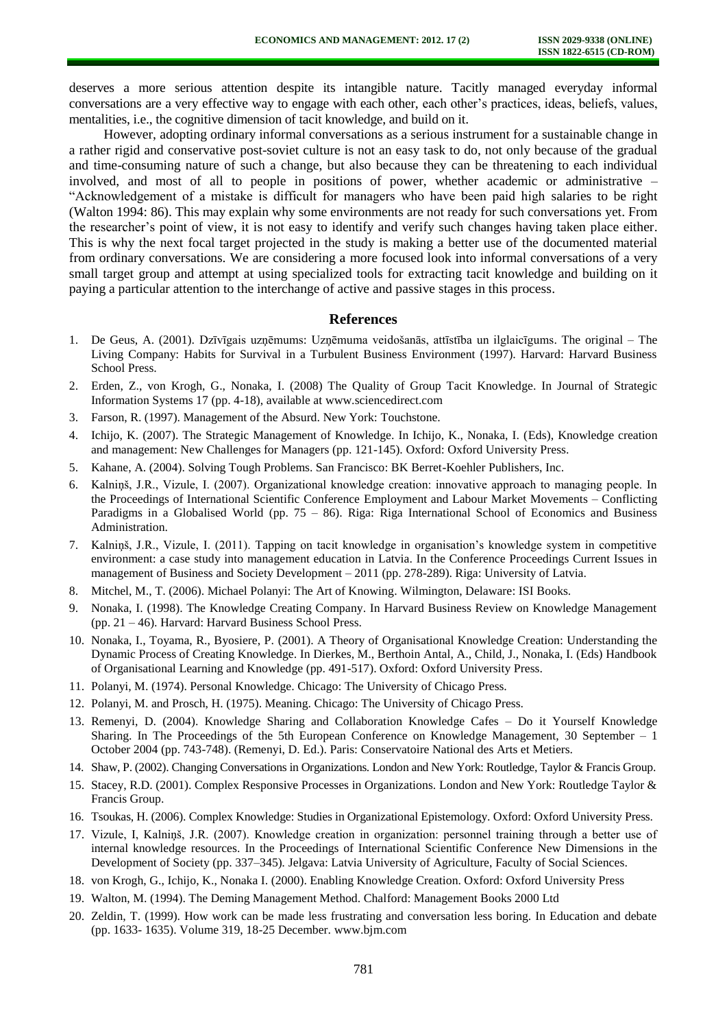deserves a more serious attention despite its intangible nature. Tacitly managed everyday informal conversations are a very effective way to engage with each other, each other's practices, ideas, beliefs, values, mentalities, i.e., the cognitive dimension of tacit knowledge, and build on it.

However, adopting ordinary informal conversations as a serious instrument for a sustainable change in a rather rigid and conservative post-soviet culture is not an easy task to do, not only because of the gradual and time-consuming nature of such a change, but also because they can be threatening to each individual involved, and most of all to people in positions of power, whether academic or administrative – "Acknowledgement of a mistake is difficult for managers who have been paid high salaries to be right (Walton 1994: 86). This may explain why some environments are not ready for such conversations yet. From the researcher's point of view, it is not easy to identify and verify such changes having taken place either. This is why the next focal target projected in the study is making a better use of the documented material from ordinary conversations. We are considering a more focused look into informal conversations of a very small target group and attempt at using specialized tools for extracting tacit knowledge and building on it paying a particular attention to the interchange of active and passive stages in this process.

## References

1. De Geus, A. (2001). Dzīvīgais uzņēmums: Uzņēmuma veidošanās, attīstība un ilglaicīgums. The original – The Living Company: Habits for Survival in a Turbulent Business Environment (1997). Harvard: Harvard Business School Press.
2. Erden, Z., von Krogh, G., Nonaka, I. (2008) The Quality of Group Tacit Knowledge. In Journal of Strategic Information Systems 17 (pp. 4-18), available at www.sciencedirect.com
3. Farson, R. (1997). Management of the Absurd. New York: Touchstone.
4. Ichijo, K. (2007). The Strategic Management of Knowledge. In Ichijo, K., Nonaka, I. (Eds), Knowledge creation and management: New Challenges for Managers (pp. 121-145). Oxford: Oxford University Press.
5. Kahane, A. (2004). Solving Tough Problems. San Francisco: BK Berret-Koehler Publishers, Inc.
6. Kalniņš, J.R., Vizule, I. (2007). Organizational knowledge creation: innovative approach to managing people. In the Proceedings of International Scientific Conference Employment and Labour Market Movements – Conflicting Paradigms in a Globalised World (pp. 75 – 86). Riga: Riga International School of Economics and Business Administration.
7. Kalniņš, J.R., Vizule, I. (2011). Tapping on tacit knowledge in organisation's knowledge system in competitive environment: a case study into management education in Latvia. In the Conference Proceedings Current Issues in management of Business and Society Development – 2011 (pp. 278-289). Riga: University of Latvia.
8. Mitchel, M., T. (2006). Michael Polanyi: The Art of Knowing. Wilmington, Delaware: ISI Books.
9. Nonaka, I. (1998). The Knowledge Creating Company. In Harvard Business Review on Knowledge Management (pp. 21 – 46). Harvard: Harvard Business School Press.
10. Nonaka, I., Toyama, R., Byosiere, P. (2001). A Theory of Organisational Knowledge Creation: Understanding the Dynamic Process of Creating Knowledge. In Dierkes, M., Berthoin Antal, A., Child, J., Nonaka, I. (Eds) Handbook of Organisational Learning and Knowledge (pp. 491-517). Oxford: Oxford University Press.
11. Polanyi, M. (1974). Personal Knowledge. Chicago: The University of Chicago Press.
12. Polanyi, M. and Prosch, H. (1975). Meaning. Chicago: The University of Chicago Press.
13. Remenyi, D. (2004). Knowledge Sharing and Collaboration Knowledge Cafes – Do it Yourself Knowledge Sharing. In The Proceedings of the 5th European Conference on Knowledge Management, 30 September – 1 October 2004 (pp. 743-748). (Remenyi, D. Ed.). Paris: Conservatoire National des Arts et Metiers.
14. Shaw, P. (2002). Changing Conversations in Organizations. London and New York: Routledge, Taylor & Francis Group.
15. Stacey, R.D. (2001). Complex Responsive Processes in Organizations. London and New York: Routledge Taylor & Francis Group.
16. Tsoukas, H. (2006). Complex Knowledge: Studies in Organizational Epistemology. Oxford: Oxford University Press.
17. Vizule, I, Kalniņš, J.R. (2007). Knowledge creation in organization: personnel training through a better use of internal knowledge resources. In the Proceedings of International Scientific Conference New Dimensions in the Development of Society (pp. 337–345). Jelgava: Latvia University of Agriculture, Faculty of Social Sciences.
18. von Krogh, G., Ichijo, K., Nonaka I. (2000). Enabling Knowledge Creation. Oxford: Oxford University Press
19. Walton, M. (1994). The Deming Management Method. Chalford: Management Books 2000 Ltd
20. Zeldin, T. (1999). How work can be made less frustrating and conversation less boring. In Education and debate (pp. 1633- 1635). Volume 319, 18-25 December. www.bjm.com